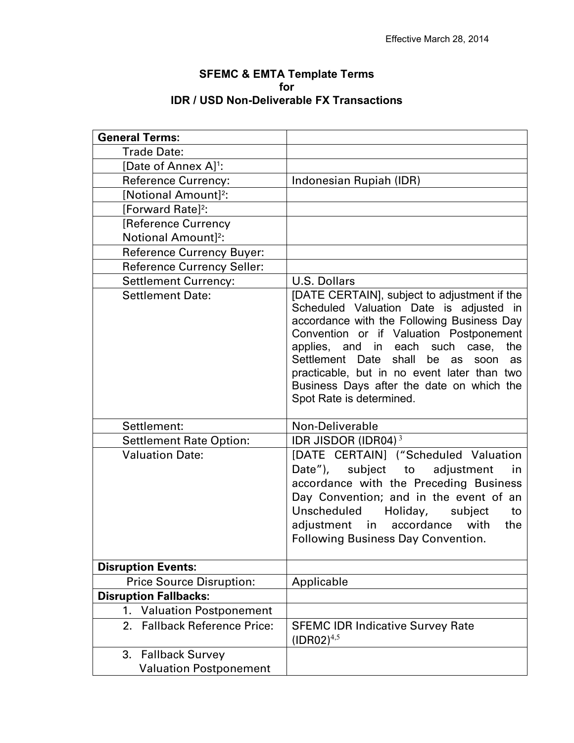Effective March 28, 2014

# SFEMC & EMTA Template Terms for IDR / USD Non-Deliverable FX Transactions

| **General Terms:** | |
|---|---|
| Trade Date: | |
| [Date of Annex A][1]: | |
| Reference Currency: | Indonesian Rupiah (IDR) |
| [Notional Amount][2]: | |
| [Forward Rate][2]: | |
| [Reference Currency Notional Amount][2]: | |
| Reference Currency Buyer: | |
| Reference Currency Seller: | |
| Settlement Currency: | U.S. Dollars |
| Settlement Date: | [DATE CERTAIN], subject to adjustment if the Scheduled Valuation Date is adjusted in accordance with the Following Business Day Convention or if Valuation Postponement applies, and in each such case, the Settlement Date shall be as soon as practicable, but in no event later than two Business Days after the date on which the Spot Rate is determined. |
| Settlement: | Non-Deliverable |
| Settlement Rate Option: | IDR JISDOR (IDR04) [3] |
| Valuation Date: | [DATE CERTAIN] ("Scheduled Valuation Date"), subject to adjustment in accordance with the Preceding Business Day Convention; and in the event of an Unscheduled Holiday, subject to adjustment in accordance with the Following Business Day Convention. |
| **Disruption Events:** | |
| Price Source Disruption: | Applicable |
| **Disruption Fallbacks:** | |
| 1. Valuation Postponement | |
| 2. Fallback Reference Price: | SFEMC IDR Indicative Survey Rate (IDR02)[4,5] |
| 3. Fallback Survey Valuation Postponement | |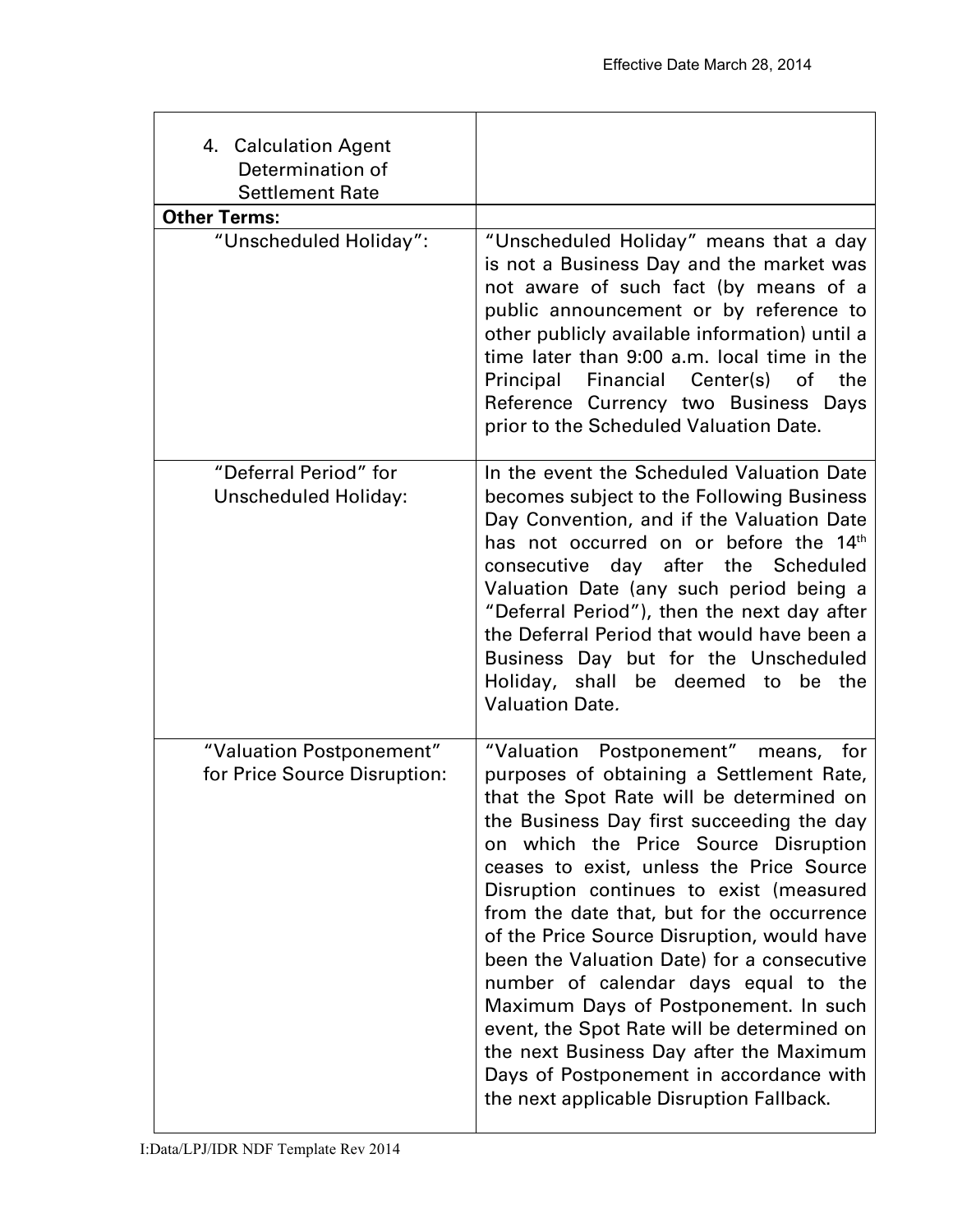| 4. Calculation Agent Determination of Settlement Rate | |
|---|---|
| **Other Terms:** | |
| "Unscheduled Holiday": | "Unscheduled Holiday" means that a day is not a Business Day and the market was not aware of such fact (by means of a public announcement or by reference to other publicly available information) until a time later than 9:00 a.m. local time in the Principal Financial Center(s) of the Reference Currency two Business Days prior to the Scheduled Valuation Date. |
| "Deferral Period" for Unscheduled Holiday: | In the event the Scheduled Valuation Date becomes subject to the Following Business Day Convention, and if the Valuation Date has not occurred on or before the 14th consecutive day after the Scheduled Valuation Date (any such period being a "Deferral Period"), then the next day after the Deferral Period that would have been a Business Day but for the Unscheduled Holiday, shall be deemed to be the Valuation Date. |
| "Valuation Postponement" for Price Source Disruption: | "Valuation Postponement" means, for purposes of obtaining a Settlement Rate, that the Spot Rate will be determined on the Business Day first succeeding the day on which the Price Source Disruption ceases to exist, unless the Price Source Disruption continues to exist (measured from the date that, but for the occurrence of the Price Source Disruption, would have been the Valuation Date) for a consecutive number of calendar days equal to the Maximum Days of Postponement. In such event, the Spot Rate will be determined on the next Business Day after the Maximum Days of Postponement in accordance with the next applicable Disruption Fallback. |

I:Data/LPJ/IDR NDF Template Rev 2014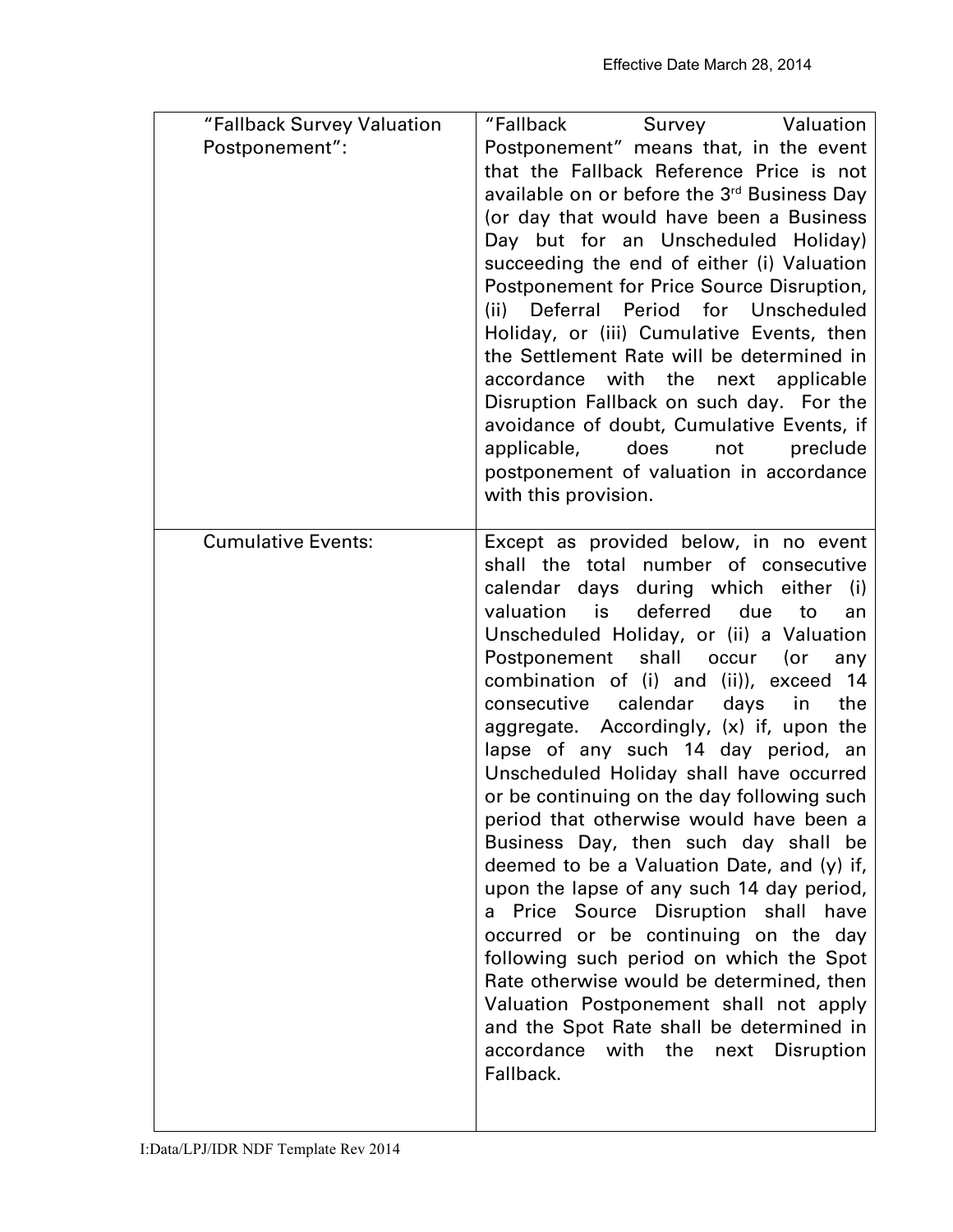| | |
|---|---|
| "Fallback Survey Valuation Postponement": | "Fallback Survey Valuation Postponement" means that, in the event that the Fallback Reference Price is not available on or before the 3rd Business Day (or day that would have been a Business Day but for an Unscheduled Holiday) succeeding the end of either (i) Valuation Postponement for Price Source Disruption, (ii) Deferral Period for Unscheduled Holiday, or (iii) Cumulative Events, then the Settlement Rate will be determined in accordance with the next applicable Disruption Fallback on such day. For the avoidance of doubt, Cumulative Events, if applicable, does not preclude postponement of valuation in accordance with this provision. |
| Cumulative Events: | Except as provided below, in no event shall the total number of consecutive calendar days during which either (i) valuation is deferred due to an Unscheduled Holiday, or (ii) a Valuation Postponement shall occur (or any combination of (i) and (ii)), exceed 14 consecutive calendar days in the aggregate. Accordingly, (x) if, upon the lapse of any such 14 day period, an Unscheduled Holiday shall have occurred or be continuing on the day following such period that otherwise would have been a Business Day, then such day shall be deemed to be a Valuation Date, and (y) if, upon the lapse of any such 14 day period, a Price Source Disruption shall have occurred or be continuing on the day following such period on which the Spot Rate otherwise would be determined, then Valuation Postponement shall not apply and the Spot Rate shall be determined in accordance with the next Disruption Fallback. |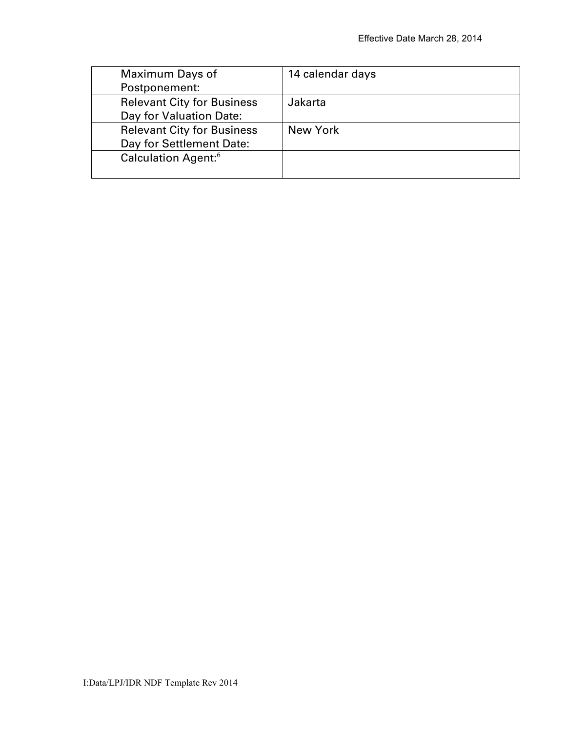| | |
|---|---|
| Maximum Days of Postponement: | 14 calendar days |
| Relevant City for Business Day for Valuation Date: | Jakarta |
| Relevant City for Business Day for Settlement Date: | New York |
| Calculation Agent:[6] | |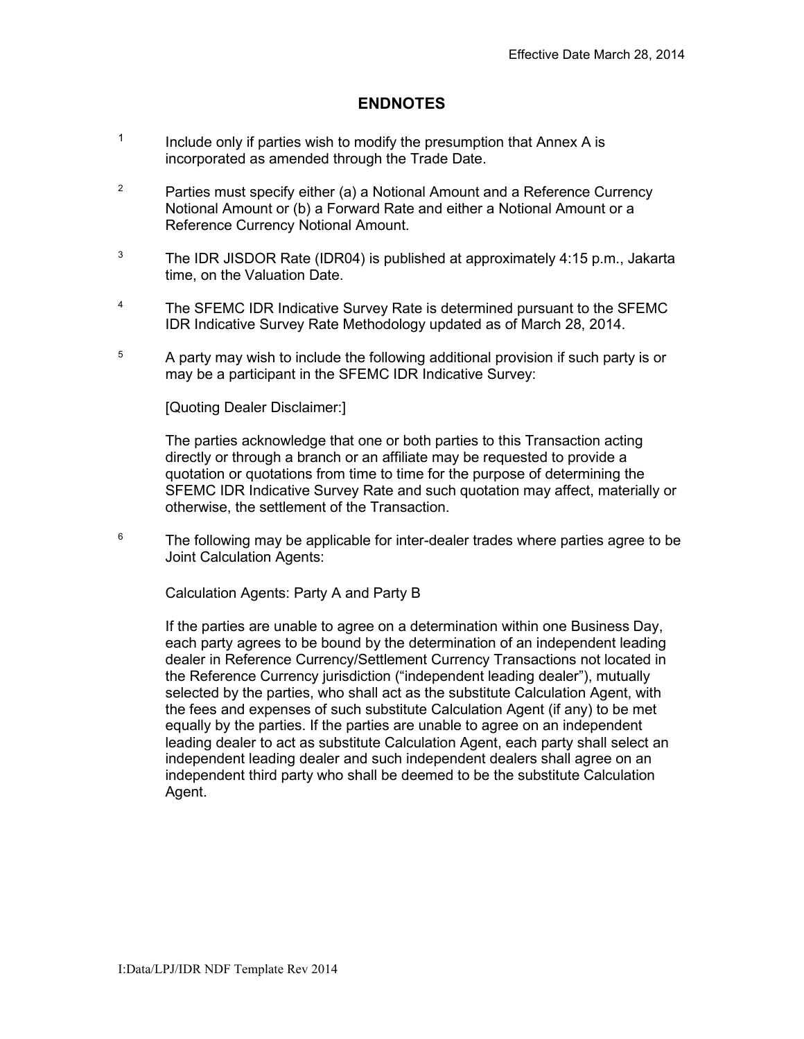## ENDNOTES

1. Include only if parties wish to modify the presumption that Annex A is incorporated as amended through the Trade Date.

2. Parties must specify either (a) a Notional Amount and a Reference Currency Notional Amount or (b) a Forward Rate and either a Notional Amount or a Reference Currency Notional Amount.

3. The IDR JISDOR Rate (IDR04) is published at approximately 4:15 p.m., Jakarta time, on the Valuation Date.

4. The SFEMC IDR Indicative Survey Rate is determined pursuant to the SFEMC IDR Indicative Survey Rate Methodology updated as of March 28, 2014.

5. A party may wish to include the following additional provision if such party is or may be a participant in the SFEMC IDR Indicative Survey:

   [Quoting Dealer Disclaimer:]

   The parties acknowledge that one or both parties to this Transaction acting directly or through a branch or an affiliate may be requested to provide a quotation or quotations from time to time for the purpose of determining the SFEMC IDR Indicative Survey Rate and such quotation may affect, materially or otherwise, the settlement of the Transaction.

6. The following may be applicable for inter-dealer trades where parties agree to be Joint Calculation Agents:

   Calculation Agents: Party A and Party B

   If the parties are unable to agree on a determination within one Business Day, each party agrees to be bound by the determination of an independent leading dealer in Reference Currency/Settlement Currency Transactions not located in the Reference Currency jurisdiction ("independent leading dealer"), mutually selected by the parties, who shall act as the substitute Calculation Agent, with the fees and expenses of such substitute Calculation Agent (if any) to be met equally by the parties. If the parties are unable to agree on an independent leading dealer to act as substitute Calculation Agent, each party shall select an independent leading dealer and such independent dealers shall agree on an independent third party who shall be deemed to be the substitute Calculation Agent.